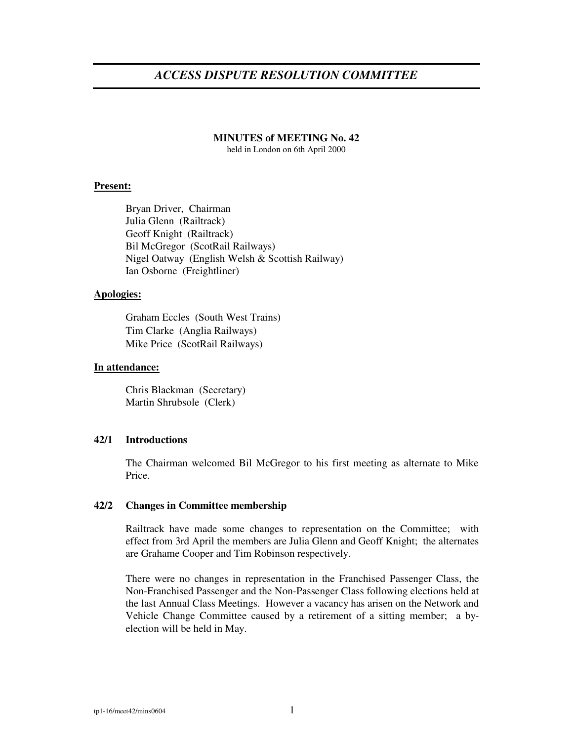# *ACCESS DISPUTE RESOLUTION COMMITTEE*

**MINUTES of MEETING No. 42**
held in London on 6th April 2000

**Present:**

Bryan Driver, Chairman
Julia Glenn (Railtrack)
Geoff Knight (Railtrack)
Bil McGregor (ScotRail Railways)
Nigel Oatway (English Welsh & Scottish Railway)
Ian Osborne (Freightliner)

**Apologies:**

Graham Eccles (South West Trains)
Tim Clarke (Anglia Railways)
Mike Price (ScotRail Railways)

**In attendance:**

Chris Blackman (Secretary)
Martin Shrubsole (Clerk)

**42/1 Introductions**

The Chairman welcomed Bil McGregor to his first meeting as alternate to Mike Price.

**42/2 Changes in Committee membership**

Railtrack have made some changes to representation on the Committee; with effect from 3rd April the members are Julia Glenn and Geoff Knight; the alternates are Grahame Cooper and Tim Robinson respectively.

There were no changes in representation in the Franchised Passenger Class, the Non-Franchised Passenger and the Non-Passenger Class following elections held at the last Annual Class Meetings. However a vacancy has arisen on the Network and Vehicle Change Committee caused by a retirement of a sitting member; a by-election will be held in May.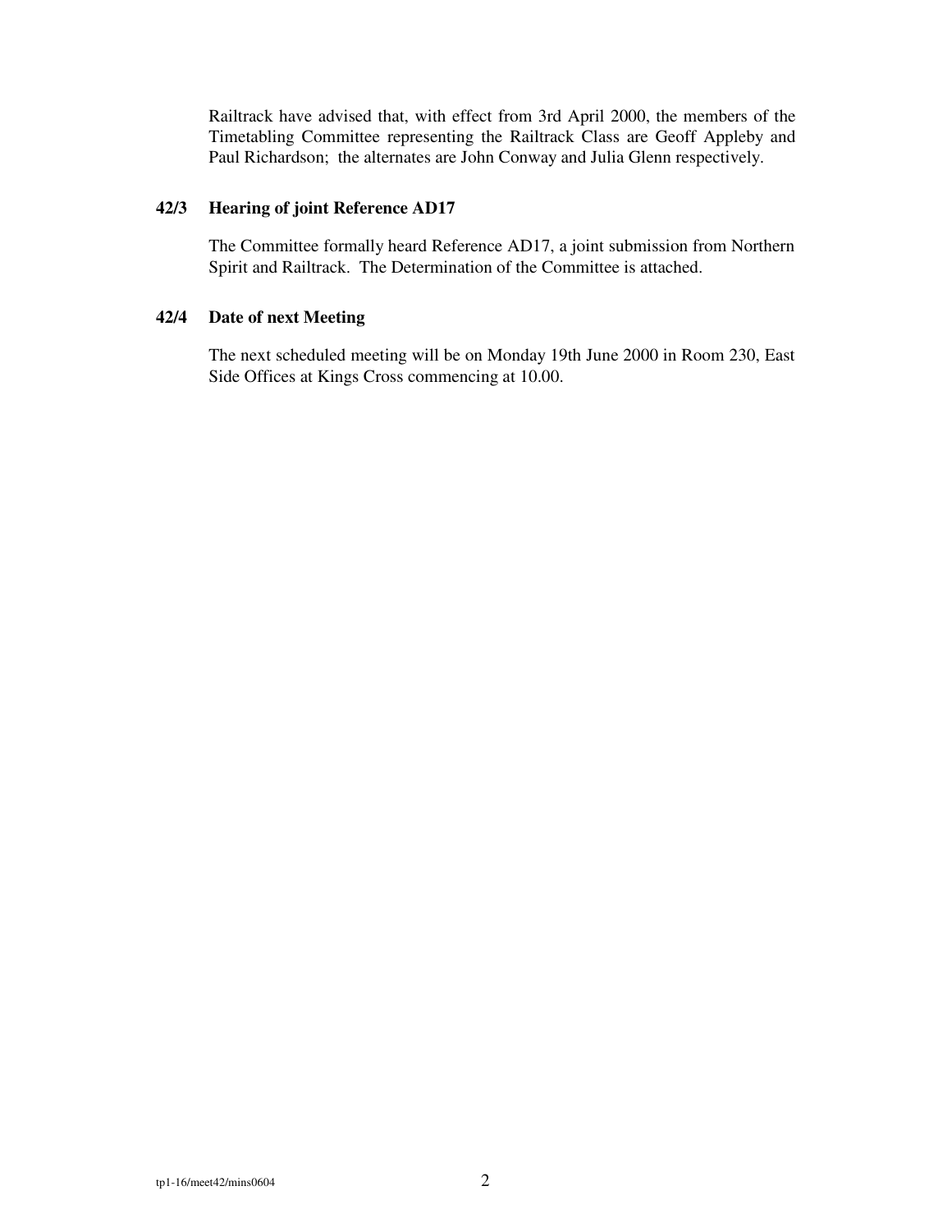Railtrack have advised that, with effect from 3rd April 2000, the members of the Timetabling Committee representing the Railtrack Class are Geoff Appleby and Paul Richardson; the alternates are John Conway and Julia Glenn respectively.

**42/3 Hearing of joint Reference AD17**

The Committee formally heard Reference AD17, a joint submission from Northern Spirit and Railtrack. The Determination of the Committee is attached.

**42/4 Date of next Meeting**

The next scheduled meeting will be on Monday 19th June 2000 in Room 230, East Side Offices at Kings Cross commencing at 10.00.